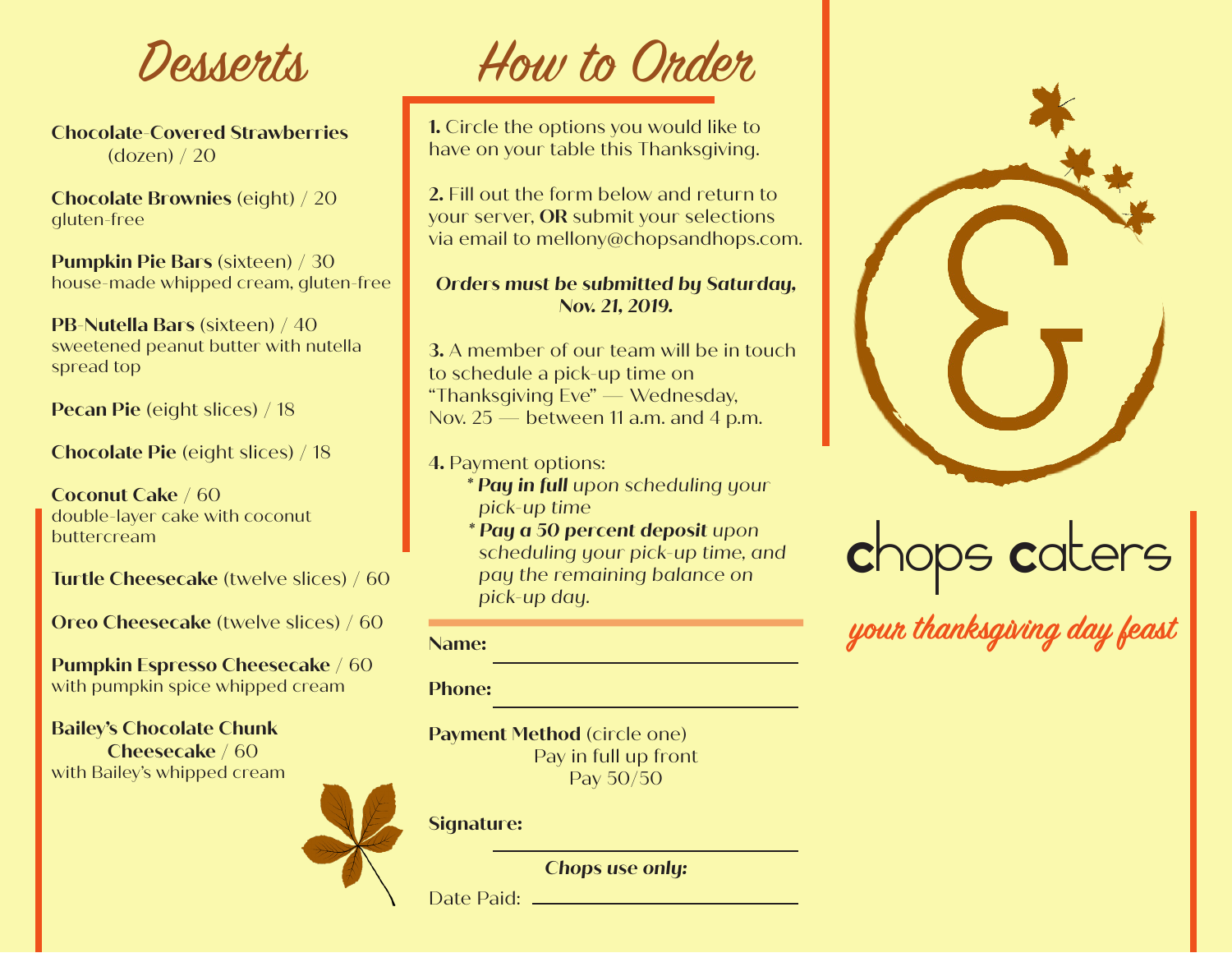# Desserts

**Chocolate-Covered Strawberries** (dozen) / 20

**Chocolate Brownies** (eight) / 20
gluten-free

**Pumpkin Pie Bars** (sixteen) / 30
house-made whipped cream, gluten-free

**PB-Nutella Bars** (sixteen) / 40
sweetened peanut butter with nutella spread top

**Pecan Pie** (eight slices) / 18

**Chocolate Pie** (eight slices) / 18

**Coconut Cake** / 60
double-layer cake with coconut buttercream

**Turtle Cheesecake** (twelve slices) / 60

**Oreo Cheesecake** (twelve slices) / 60

**Pumpkin Espresso Cheesecake** / 60
with pumpkin spice whipped cream

**Bailey's Chocolate Chunk Cheesecake** / 60
with Bailey's whipped cream

# How to Order

**1.** Circle the options you would like to have on your table this Thanksgiving.

**2.** Fill out the form below and return to your server, **OR** submit your selections via email to mellony@chopsandhops.com.

***Orders must be submitted by Saturday, Nov. 21, 2019.***

**3.** A member of our team will be in touch to schedule a pick-up time on "Thanksgiving Eve" — Wednesday, Nov. 25 — between 11 a.m. and 4 p.m.

**4.** Payment options:
- *__Pay in full__ upon scheduling your pick-up time*
- *__Pay a 50 percent deposit__ upon scheduling your pick-up time, and pay the remaining balance on pick-up day.*

**Name:** ______________________

**Phone:** ______________________

**Payment Method** (circle one)
Pay in full up front
Pay 50/50

**Signature:** ______________________

***Chops use only:***

Date Paid: ______________________

chops caters

*your thanksgiving day feast*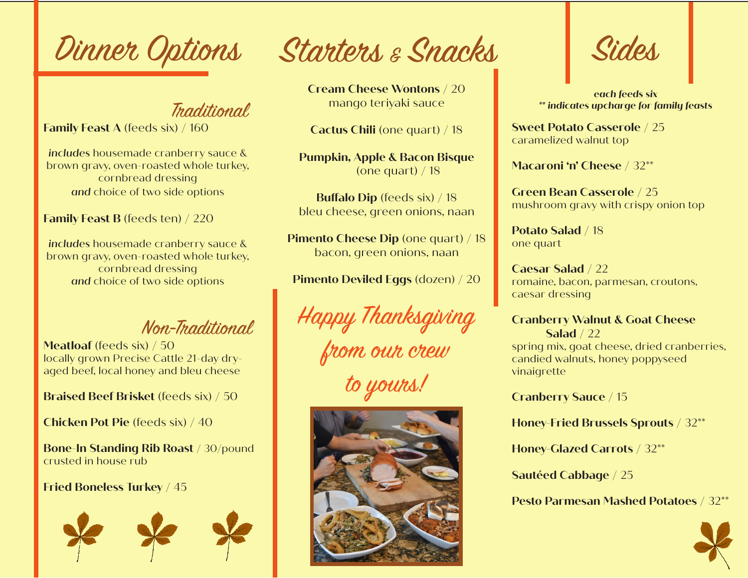# Dinner Options

## Traditional

**Family Feast A** (feeds six) / 160

*includes* housemade cranberry sauce & brown gravy, oven-roasted whole turkey, cornbread dressing
*and* choice of two side options

**Family Feast B** (feeds ten) / 220

*includes* housemade cranberry sauce & brown gravy, oven-roasted whole turkey, cornbread dressing
*and* choice of two side options

## Non-Traditional

**Meatloaf** (feeds six) / 50
locally grown Precise Cattle 21-day dry-aged beef, local honey and bleu cheese

**Braised Beef Brisket** (feeds six) / 50

**Chicken Pot Pie** (feeds six) / 40

**Bone-In Standing Rib Roast** / 30/pound
crusted in house rub

**Fried Boneless Turkey** / 45

# Starters & Snacks

**Cream Cheese Wontons** / 20
mango teriyaki sauce

**Cactus Chili** (one quart) / 18

**Pumpkin, Apple & Bacon Bisque** (one quart) / 18

**Buffalo Dip** (feeds six) / 18
bleu cheese, green onions, naan

**Pimento Cheese Dip** (one quart) / 18
bacon, green onions, naan

**Pimento Deviled Eggs** (dozen) / 20

Happy Thanksgiving from our crew to yours!

# Sides

***each feeds six***
***\*\* indicates upcharge for family feasts***

**Sweet Potato Casserole** / 25
caramelized walnut top

**Macaroni 'n' Cheese** / 32**

**Green Bean Casserole** / 25
mushroom gravy with crispy onion top

**Potato Salad** / 18
one quart

**Caesar Salad** / 22
romaine, bacon, parmesan, croutons, caesar dressing

**Cranberry Walnut & Goat Cheese Salad** / 22
spring mix, goat cheese, dried cranberries, candied walnuts, honey poppyseed vinaigrette

**Cranberry Sauce** / 15

**Honey-Fried Brussels Sprouts** / 32**

**Honey-Glazed Carrots** / 32**

**Sautéed Cabbage** / 25

**Pesto Parmesan Mashed Potatoes** / 32**